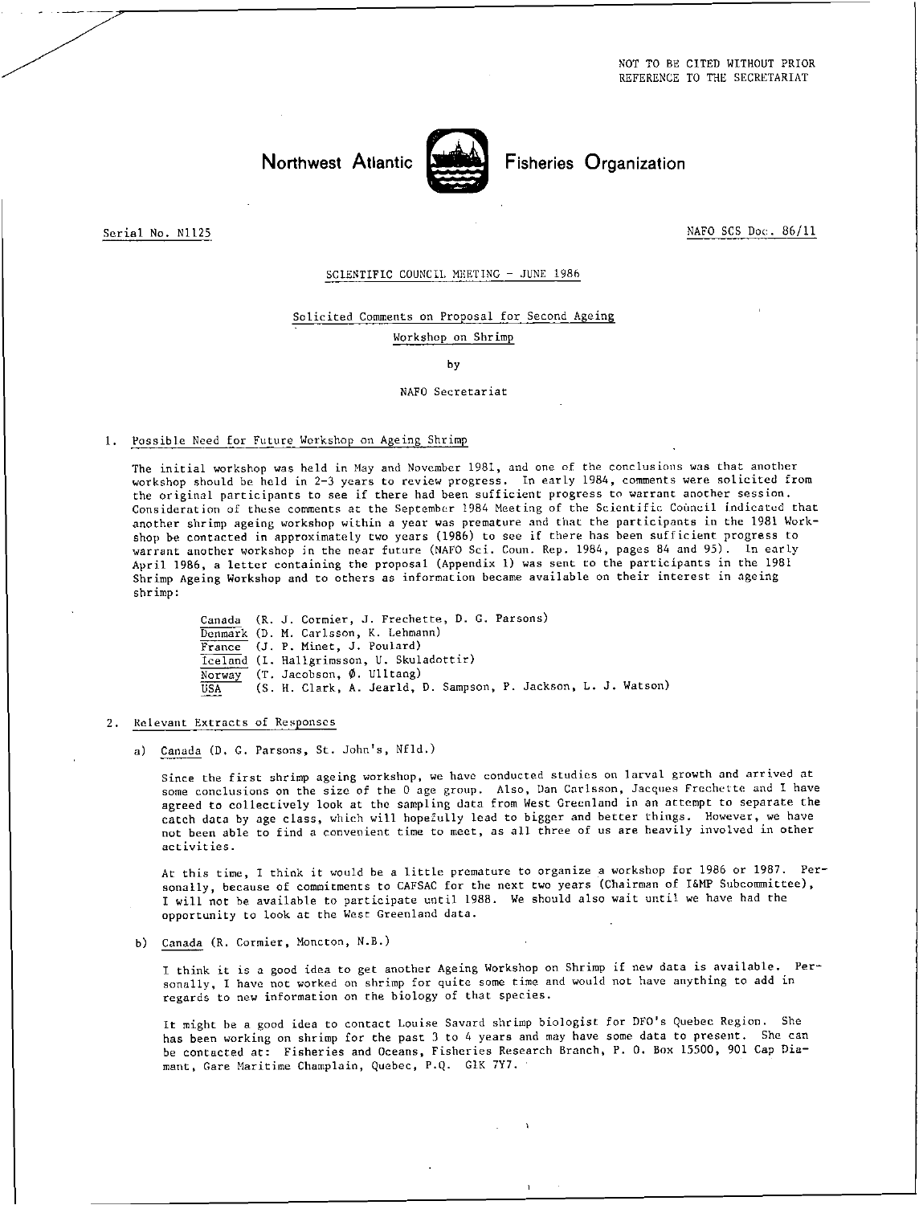NOT TO BE CITED WITHOUT PRIOR REFERENCE TO THE SECRETARIAT

# Northwest Atlantic Fisheries Organization

Serial No. N1125

NAFO SCS Doc. 86/11

SCIENTIFIC COUNCIL MEETING - JUNE 1986

## Solicited Comments on Proposal for Second Ageing Workshop on Shrimp

by

NAFO Secretariat

### 1. Possible Need for Future Workshop on Ageing Shrimp

The initial workshop was held in May and November 1981, and one of the conclusions was that another workshop should be held in 2-3 years to review progress. In early 1984, comments were solicited from the original participants to see if there had been sufficient progress to warrant another session. Consideration of these comments at the September 1984 Meeting of the Scientific Council indicated that another shrimp ageing workshop within a year was premature and that the participants in the 1981 Workshop be contacted in approximately two years (1986) to see if there has been sufficient progress to warrant another workshop in the near future (NAFO Sci. Coun. Rep. 1984, pages 84 and 95). In early April 1986, a letter containing the proposal (Appendix 1) was sent to the participants in the 1981 Shrimp Ageing Workshop and to others as information became available on their interest in ageing shrimp:

- Canada (R. J. Cormier, J. Frechette, D. G. Parsons)
- Denmark (D. M. Carlsson, K. Lehmann)
- France (J. P. Minet, J. Poulard)
- Iceland (I. Hallgrimsson, U. Skuladottir)
- Norway (T. Jacobson, Ø. Ulltang)
- USA (S. H. Clark, A. Jearld, D. Sampson, P. Jackson, L. J. Watson)

### 2. Relevant Extracts of Responses

a) Canada (D. G. Parsons, St. John's, Nfld.)

Since the first shrimp ageing workshop, we have conducted studies on larval growth and arrived at some conclusions on the size of the 0 age group. Also, Dan Carlsson, Jacques Frechette and I have agreed to collectively look at the sampling data from West Greenland in an attempt to separate the catch data by age class, which will hopefully lead to bigger and better things. However, we have not been able to find a convenient time to meet, as all three of us are heavily involved in other activities.

At this time, I think it would be a little premature to organize a workshop for 1986 or 1987. Personally, because of commitments to CAFSAC for the next two years (Chairman of I&MP Subcommittee), I will not be available to participate until 1988. We should also wait until we have had the opportunity to look at the West Greenland data.

b) Canada (R. Cormier, Moncton, N.B.)

I think it is a good idea to get another Ageing Workshop on Shrimp if new data is available. Personally, I have not worked on shrimp for quite some time and would not have anything to add in regards to new information on the biology of that species.

It might be a good idea to contact Louise Savard shrimp biologist for DFO's Quebec Region. She has been working on shrimp for the past 3 to 4 years and may have some data to present. She can be contacted at: Fisheries and Oceans, Fisheries Research Branch, P. O. Box 15500, 901 Cap Diamant, Gare Maritime Champlain, Quebec, P.Q. G1K 7Y7.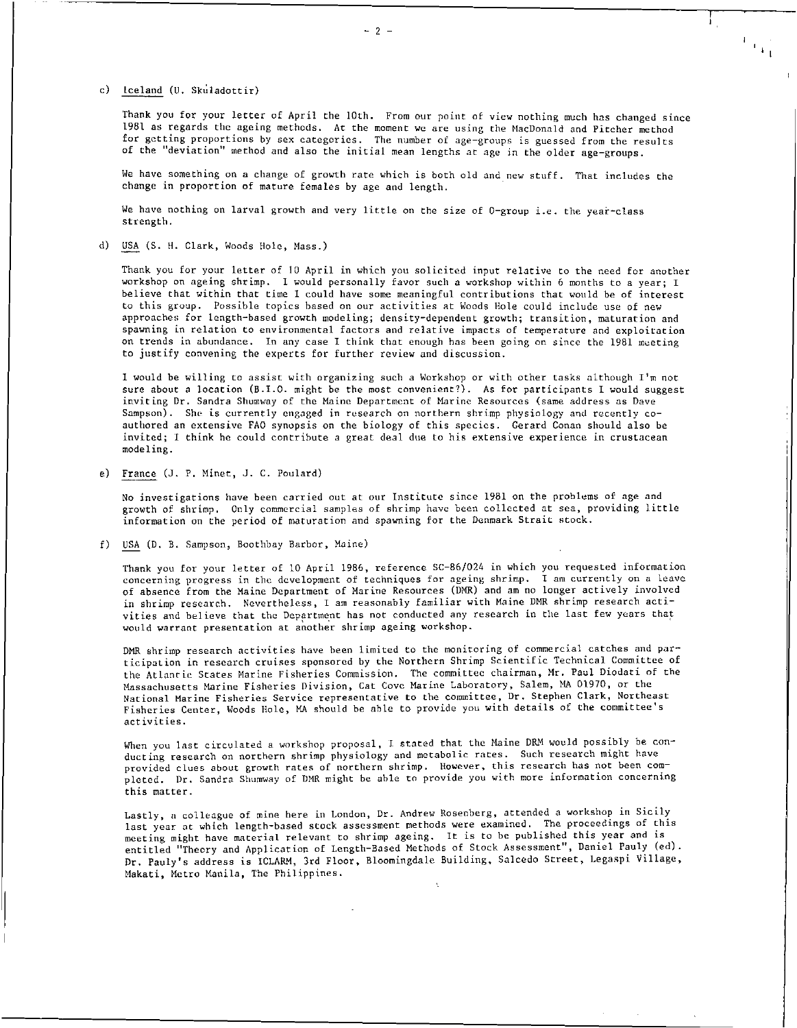c) Iceland (U. Skúladottir)

Thank you for your letter of April the 10th. From our point of view nothing much has changed since 1981 as regards the ageing methods. At the moment we are using the MacDonald and Pitcher method for getting proportions by sex categories. The number of age-groups is guessed from the results of the "deviation" method and also the initial mean lengths at age in the older age-groups.

We have something on a change of growth rate which is both old and new stuff. That includes the change in proportion of mature females by age and length.

We have nothing on larval growth and very little on the size of 0-group i.e. the year-class strength.

d) USA (S. H. Clark, Woods Hole, Mass.)

Thank you for your letter of 10 April in which you solicited input relative to the need for another workshop on ageing shrimp. I would personally favor such a workshop within 6 months to a year; I believe that within that time I could have some meaningful contributions that would be of interest to this group. Possible topics based on our activities at Woods Hole could include use of new approaches for length-based growth modeling; density-dependent growth; transition, maturation and spawning in relation to environmental factors and relative impacts of temperature and exploitation on trends in abundance. In any case I think that enough has been going on since the 1981 meeting to justify convening the experts for further review and discussion.

I would be willing to assist with organizing such a Workshop or with other tasks although I'm not sure about a location (B.I.O. might be the most convenient?). As for participants I would suggest inviting Dr. Sandra Shumway of the Maine Department of Marine Resources (same address as Dave Sampson). She is currently engaged in research on northern shrimp physiology and recently co-authored an extensive FAO synopsis on the biology of this species. Gerard Conan should also be invited; I think he could contribute a great deal due to his extensive experience in crustacean modeling.

e) France (J. P. Minet, J. C. Poulard)

No investigations have been carried out at our Institute since 1981 on the problems of age and growth of shrimp. Only commercial samples of shrimp have been collected at sea, providing little information on the period of maturation and spawning for the Denmark Strait stock.

f) USA (D. B. Sampson, Boothbay Harbor, Maine)

Thank you for your letter of 10 April 1986, reference SC-86/024 in which you requested information concerning progress in the development of techniques for ageing shrimp. I am currently on a leave of absence from the Maine Department of Marine Resources (DMR) and am no longer actively involved in shrimp research. Nevertheless, I am reasonably familiar with Maine DMR shrimp research activities and believe that the Department has not conducted any research in the last few years that would warrant presentation at another shrimp ageing workshop.

DMR shrimp research activities have been limited to the monitoring of commercial catches and participation in research cruises sponsored by the Northern Shrimp Scientific Technical Committee of the Atlantic States Marine Fisheries Commission. The committee chairman, Mr. Paul Diodati of the Massachusetts Marine Fisheries Division, Cat Cove Marine Laboratory, Salem, MA 01970, or the National Marine Fisheries Service representative to the committee, Dr. Stephen Clark, Northeast Fisheries Center, Woods Hole, MA should be able to provide you with details of the committee's activities.

When you last circulated a workshop proposal, I stated that the Maine DRM would possibly be conducting research on northern shrimp physiology and metabolic rates. Such research might have provided clues about growth rates of northern shrimp. However, this research has not been completed. Dr. Sandra Shumway of DMR might be able to provide you with more information concerning this matter.

Lastly, a colleague of mine here in London, Dr. Andrew Rosenberg, attended a workshop in Sicily last year at which length-based stock assessment methods were examined. The proceedings of this meeting might have material relevant to shrimp ageing. It is to be published this year and is entitled "Theory and Application of Length-Based Methods of Stock Assessment", Daniel Pauly (ed). Dr. Pauly's address is ICLARM, 3rd Floor, Bloomingdale Building, Salcedo Street, Legaspi Village, Makati, Metro Manila, The Philippines.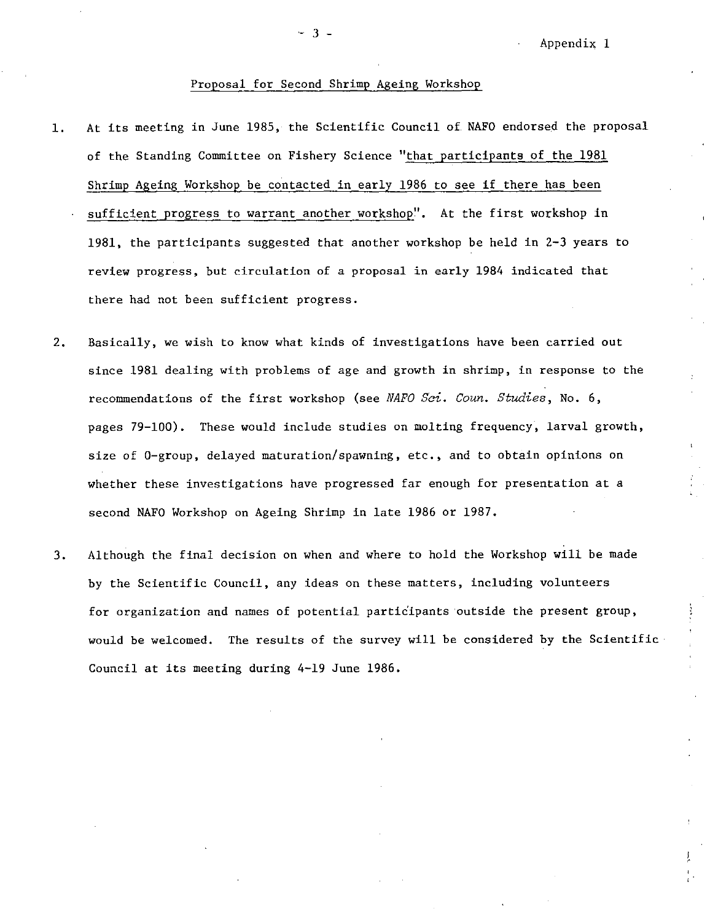Appendix 1

## Proposal for Second Shrimp Ageing Workshop

1. At its meeting in June 1985, the Scientific Council of NAFO endorsed the proposal of the Standing Committee on Fishery Science "that participants of the 1981 Shrimp Ageing Workshop be contacted in early 1986 to see if there has been sufficient progress to warrant another workshop". At the first workshop in 1981, the participants suggested that another workshop be held in 2-3 years to review progress, but circulation of a proposal in early 1984 indicated that there had not been sufficient progress.

2. Basically, we wish to know what kinds of investigations have been carried out since 1981 dealing with problems of age and growth in shrimp, in response to the recommendations of the first workshop (see *NAFO Sci. Coun. Studies*, No. 6, pages 79-100). These would include studies on molting frequency, larval growth, size of 0-group, delayed maturation/spawning, etc., and to obtain opinions on whether these investigations have progressed far enough for presentation at a second NAFO Workshop on Ageing Shrimp in late 1986 or 1987.

3. Although the final decision on when and where to hold the Workshop will be made by the Scientific Council, any ideas on these matters, including volunteers for organization and names of potential participants outside the present group, would be welcomed. The results of the survey will be considered by the Scientific Council at its meeting during 4-19 June 1986.